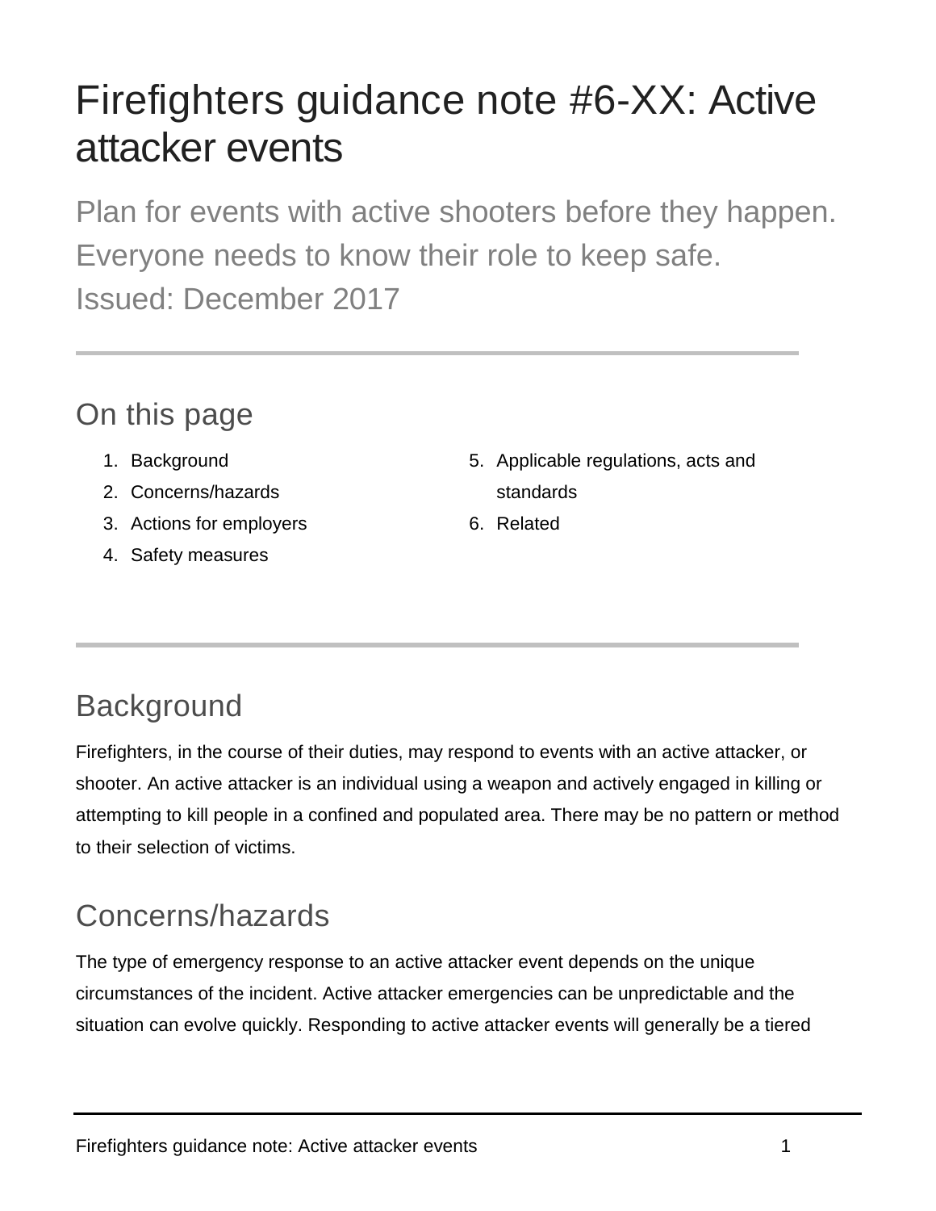# Firefighters guidance note #6-XX: Active attacker events

Plan for events with active shooters before they happen. Everyone needs to know their role to keep safe.

Issued: December 2017

---

## On this page

1. Background
2. Concerns/hazards
3. Actions for employers
4. Safety measures
5. Applicable regulations, acts and standards
6. Related

---

## Background

Firefighters, in the course of their duties, may respond to events with an active attacker, or shooter. An active attacker is an individual using a weapon and actively engaged in killing or attempting to kill people in a confined and populated area. There may be no pattern or method to their selection of victims.

## Concerns/hazards

The type of emergency response to an active attacker event depends on the unique circumstances of the incident. Active attacker emergencies can be unpredictable and the situation can evolve quickly. Responding to active attacker events will generally be a tiered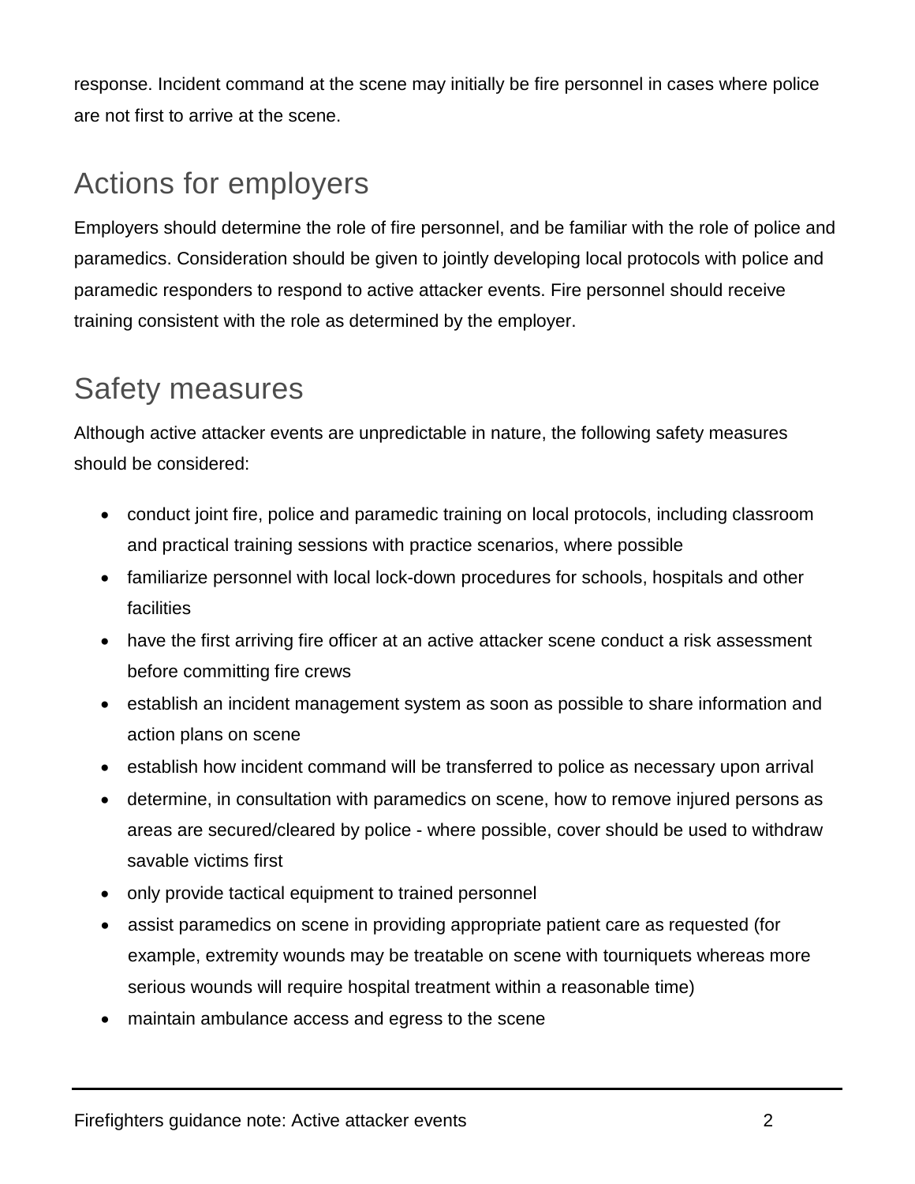response. Incident command at the scene may initially be fire personnel in cases where police are not first to arrive at the scene.

## Actions for employers

Employers should determine the role of fire personnel, and be familiar with the role of police and paramedics. Consideration should be given to jointly developing local protocols with police and paramedic responders to respond to active attacker events. Fire personnel should receive training consistent with the role as determined by the employer.

## Safety measures

Although active attacker events are unpredictable in nature, the following safety measures should be considered:

- conduct joint fire, police and paramedic training on local protocols, including classroom and practical training sessions with practice scenarios, where possible
- familiarize personnel with local lock-down procedures for schools, hospitals and other facilities
- have the first arriving fire officer at an active attacker scene conduct a risk assessment before committing fire crews
- establish an incident management system as soon as possible to share information and action plans on scene
- establish how incident command will be transferred to police as necessary upon arrival
- determine, in consultation with paramedics on scene, how to remove injured persons as areas are secured/cleared by police - where possible, cover should be used to withdraw savable victims first
- only provide tactical equipment to trained personnel
- assist paramedics on scene in providing appropriate patient care as requested (for example, extremity wounds may be treatable on scene with tourniquets whereas more serious wounds will require hospital treatment within a reasonable time)
- maintain ambulance access and egress to the scene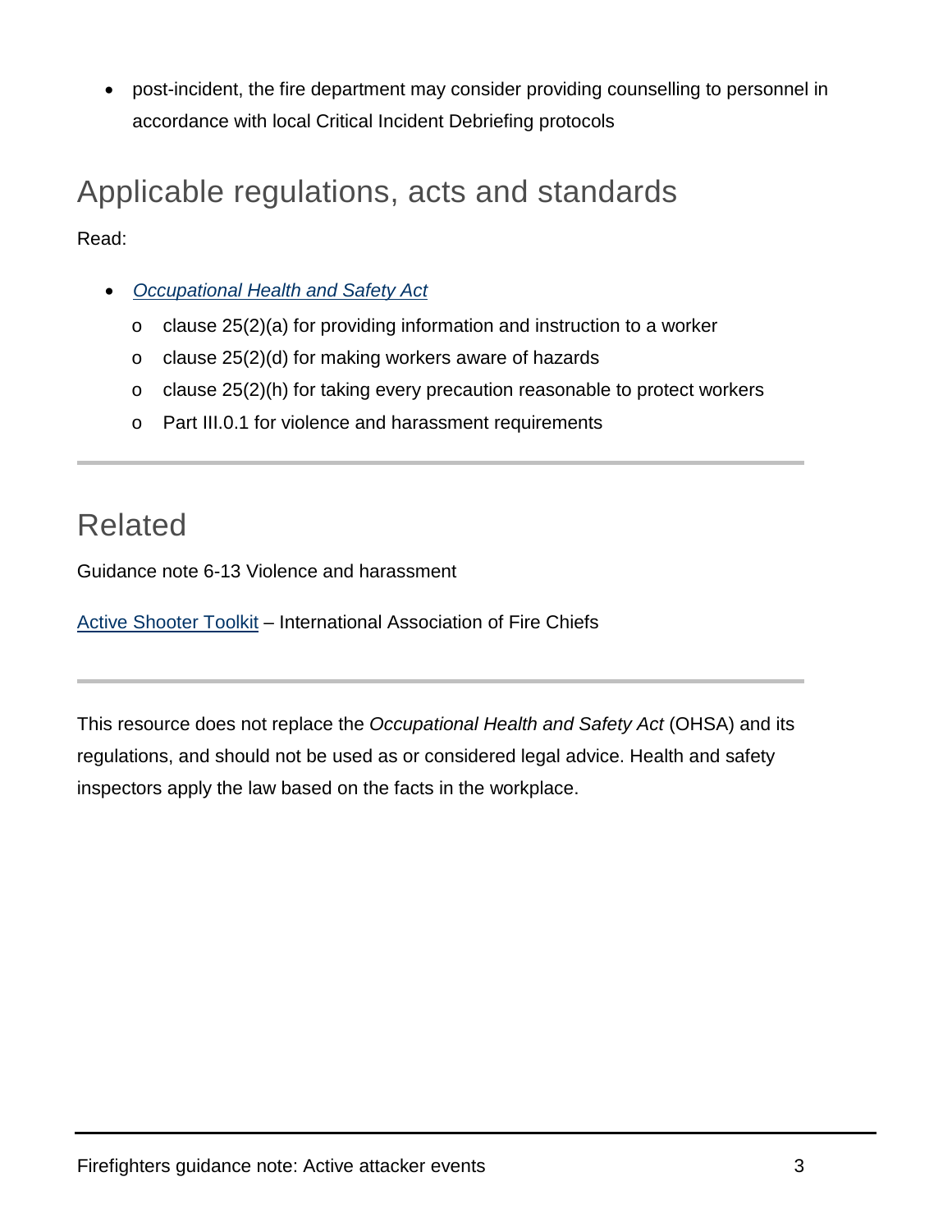- post-incident, the fire department may consider providing counselling to personnel in accordance with local Critical Incident Debriefing protocols

## Applicable regulations, acts and standards

Read:

- *Occupational Health and Safety Act*
  - clause 25(2)(a) for providing information and instruction to a worker
  - clause 25(2)(d) for making workers aware of hazards
  - clause 25(2)(h) for taking every precaution reasonable to protect workers
  - Part III.0.1 for violence and harassment requirements

---

## Related

Guidance note 6-13 Violence and harassment

Active Shooter Toolkit – International Association of Fire Chiefs

---

This resource does not replace the *Occupational Health and Safety Act* (OHSA) and its regulations, and should not be used as or considered legal advice. Health and safety inspectors apply the law based on the facts in the workplace.